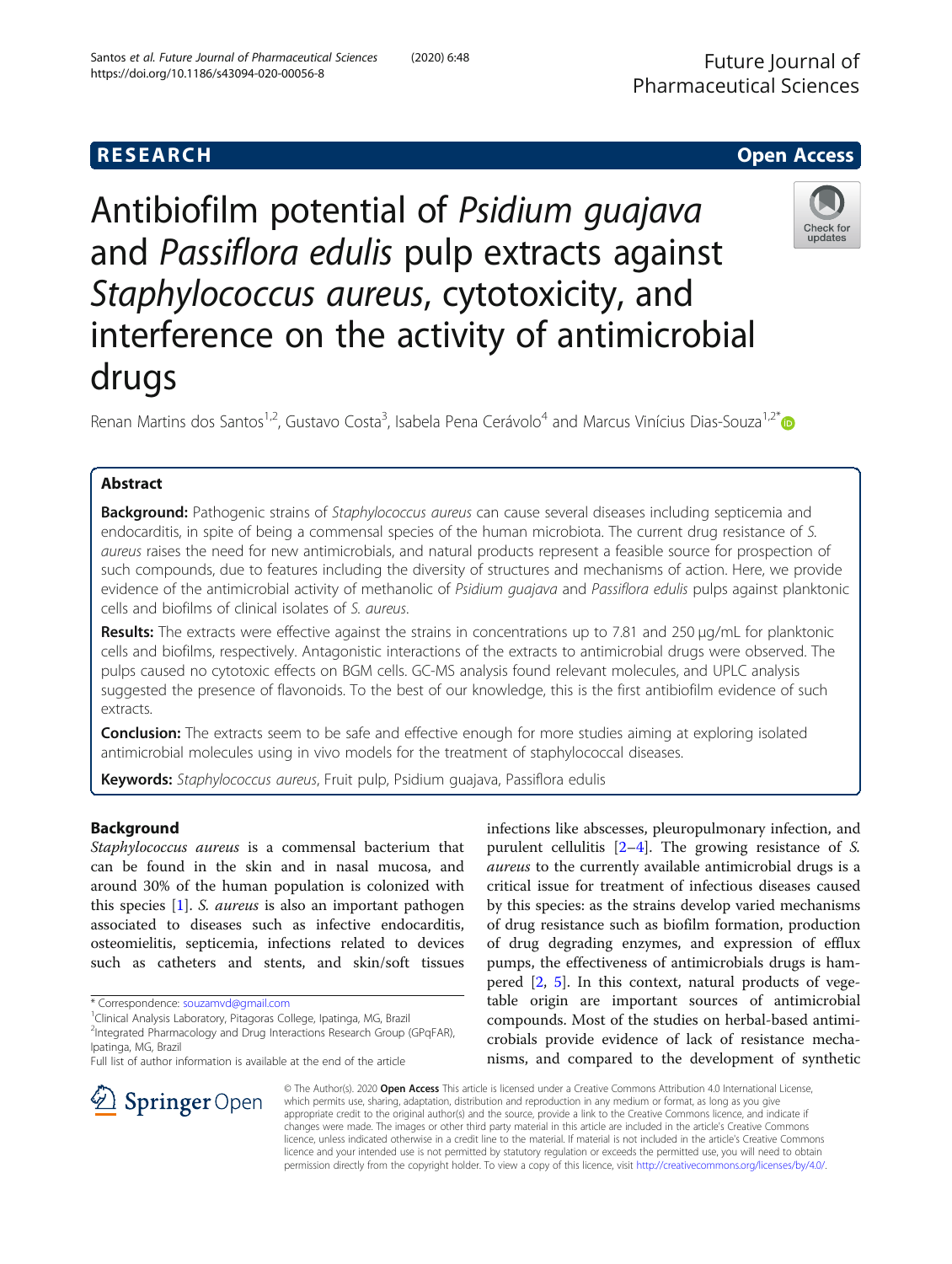RESEARCH

Open Access

# Antibiofilm potential of *Psidium guajava* and *Passiflora edulis* pulp extracts against *Staphylococcus aureus*, cytotoxicity, and interference on the activity of antimicrobial drugs

Renan Martins dos Santos[1,2], Gustavo Costa[3], Isabela Pena Cerávolo[4] and Marcus Vinícius Dias-Souza[1,2*]

## Abstract

**Background:** Pathogenic strains of *Staphylococcus aureus* can cause several diseases including septicemia and endocarditis, in spite of being a commensal species of the human microbiota. The current drug resistance of *S. aureus* raises the need for new antimicrobials, and natural products represent a feasible source for prospection of such compounds, due to features including the diversity of structures and mechanisms of action. Here, we provide evidence of the antimicrobial activity of methanolic of *Psidium guajava* and *Passiflora edulis* pulps against planktonic cells and biofilms of clinical isolates of *S. aureus*.

**Results:** The extracts were effective against the strains in concentrations up to 7.81 and 250 μg/mL for planktonic cells and biofilms, respectively. Antagonistic interactions of the extracts to antimicrobial drugs were observed. The pulps caused no cytotoxic effects on BGM cells. GC-MS analysis found relevant molecules, and UPLC analysis suggested the presence of flavonoids. To the best of our knowledge, this is the first antibiofilm evidence of such extracts.

**Conclusion:** The extracts seem to be safe and effective enough for more studies aiming at exploring isolated antimicrobial molecules using in vivo models for the treatment of staphylococcal diseases.

**Keywords:** *Staphylococcus aureus*, Fruit pulp, Psidium guajava, Passiflora edulis

## Background

*Staphylococcus aureus* is a commensal bacterium that can be found in the skin and in nasal mucosa, and around 30% of the human population is colonized with this species [1]. *S. aureus* is also an important pathogen associated to diseases such as infective endocarditis, osteomielitis, septicemia, infections related to devices such as catheters and stents, and skin/soft tissues infections like abscesses, pleuropulmonary infection, and purulent cellulitis [2–4]. The growing resistance of *S. aureus* to the currently available antimicrobial drugs is a critical issue for treatment of infectious diseases caused by this species: as the strains develop varied mechanisms of drug resistance such as biofilm formation, production of drug degrading enzymes, and expression of efflux pumps, the effectiveness of antimicrobials drugs is hampered [2, 5]. In this context, natural products of vegetable origin are important sources of antimicrobial compounds. Most of the studies on herbal-based antimicrobials provide evidence of lack of resistance mechanisms, and compared to the development of synthetic

\* Correspondence: souzamvd@gmail.com
[1]Clinical Analysis Laboratory, Pitagoras College, Ipatinga, MG, Brazil
[2]Integrated Pharmacology and Drug Interactions Research Group (GPqFAR), Ipatinga, MG, Brazil
Full list of author information is available at the end of the article

© The Author(s). 2020 **Open Access** This article is licensed under a Creative Commons Attribution 4.0 International License, which permits use, sharing, adaptation, distribution and reproduction in any medium or format, as long as you give appropriate credit to the original author(s) and the source, provide a link to the Creative Commons licence, and indicate if changes were made. The images or other third party material in this article are included in the article's Creative Commons licence, unless indicated otherwise in a credit line to the material. If material is not included in the article's Creative Commons licence and your intended use is not permitted by statutory regulation or exceeds the permitted use, you will need to obtain permission directly from the copyright holder. To view a copy of this licence, visit http://creativecommons.org/licenses/by/4.0/.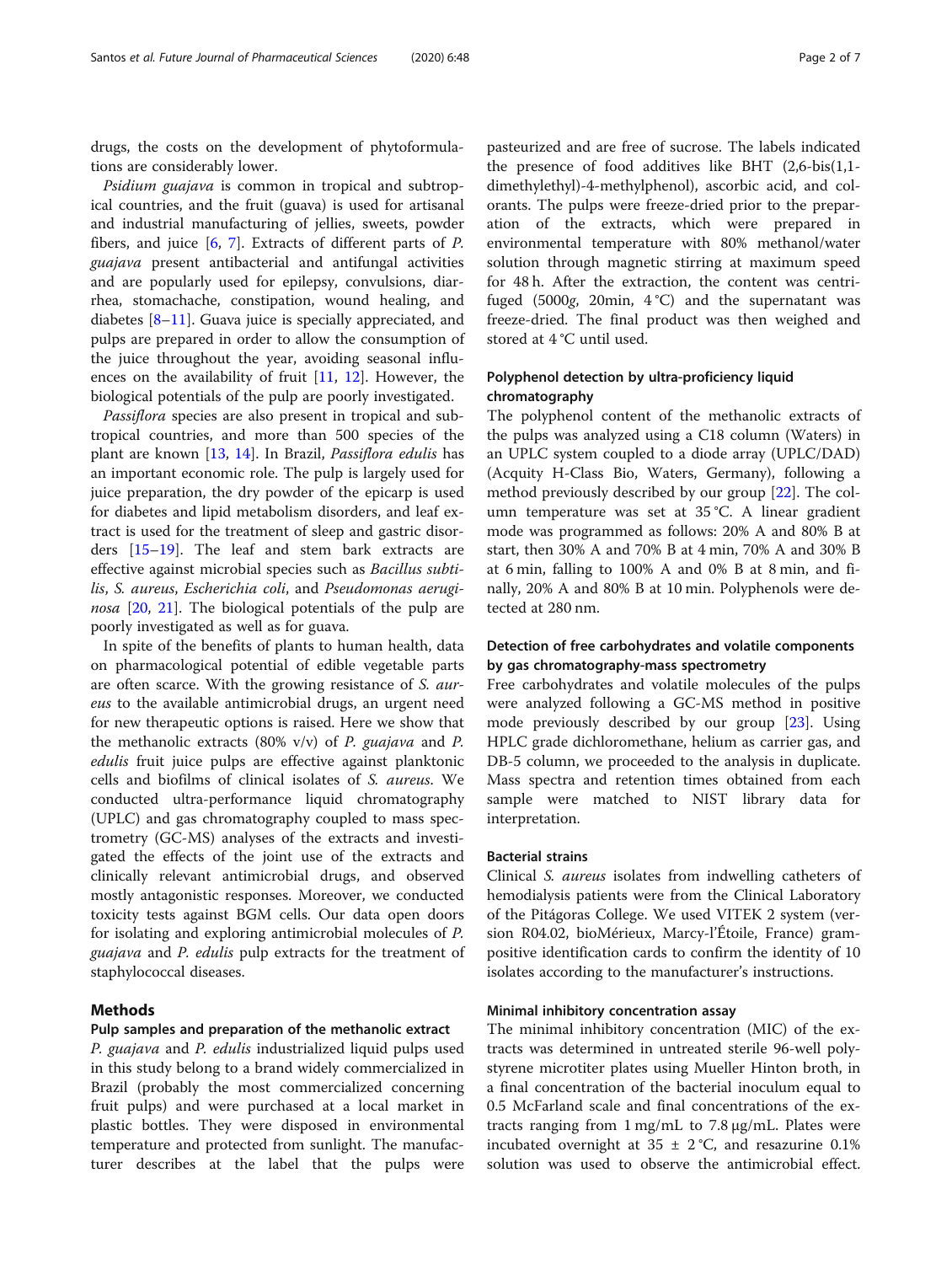drugs, the costs on the development of phytoformulations are considerably lower.

*Psidium guajava* is common in tropical and subtropical countries, and the fruit (guava) is used for artisanal and industrial manufacturing of jellies, sweets, powder fibers, and juice [6, 7]. Extracts of different parts of *P. guajava* present antibacterial and antifungal activities and are popularly used for epilepsy, convulsions, diarrhea, stomachache, constipation, wound healing, and diabetes [8–11]. Guava juice is specially appreciated, and pulps are prepared in order to allow the consumption of the juice throughout the year, avoiding seasonal influences on the availability of fruit [11, 12]. However, the biological potentials of the pulp are poorly investigated.

*Passiflora* species are also present in tropical and subtropical countries, and more than 500 species of the plant are known [13, 14]. In Brazil, *Passiflora edulis* has an important economic role. The pulp is largely used for juice preparation, the dry powder of the epicarp is used for diabetes and lipid metabolism disorders, and leaf extract is used for the treatment of sleep and gastric disorders [15–19]. The leaf and stem bark extracts are effective against microbial species such as *Bacillus subtilis*, *S. aureus*, *Escherichia coli*, and *Pseudomonas aeruginosa* [20, 21]. The biological potentials of the pulp are poorly investigated as well as for guava.

In spite of the benefits of plants to human health, data on pharmacological potential of edible vegetable parts are often scarce. With the growing resistance of *S. aureus* to the available antimicrobial drugs, an urgent need for new therapeutic options is raised. Here we show that the methanolic extracts (80% v/v) of *P. guajava* and *P. edulis* fruit juice pulps are effective against planktonic cells and biofilms of clinical isolates of *S. aureus*. We conducted ultra-performance liquid chromatography (UPLC) and gas chromatography coupled to mass spectrometry (GC-MS) analyses of the extracts and investigated the effects of the joint use of the extracts and clinically relevant antimicrobial drugs, and observed mostly antagonistic responses. Moreover, we conducted toxicity tests against BGM cells. Our data open doors for isolating and exploring antimicrobial molecules of *P. guajava* and *P. edulis* pulp extracts for the treatment of staphylococcal diseases.

## Methods

### Pulp samples and preparation of the methanolic extract

*P. guajava* and *P. edulis* industrialized liquid pulps used in this study belong to a brand widely commercialized in Brazil (probably the most commercialized concerning fruit pulps) and were purchased at a local market in plastic bottles. They were disposed in environmental temperature and protected from sunlight. The manufacturer describes at the label that the pulps were pasteurized and are free of sucrose. The labels indicated the presence of food additives like BHT (2,6-bis(1,1-dimethylethyl)-4-methylphenol), ascorbic acid, and colorants. The pulps were freeze-dried prior to the preparation of the extracts, which were prepared in environmental temperature with 80% methanol/water solution through magnetic stirring at maximum speed for 48 h. After the extraction, the content was centrifuged (5000*g*, 20min, 4 °C) and the supernatant was freeze-dried. The final product was then weighed and stored at 4 °C until used.

### Polyphenol detection by ultra-proficiency liquid chromatography

The polyphenol content of the methanolic extracts of the pulps was analyzed using a C18 column (Waters) in an UPLC system coupled to a diode array (UPLC/DAD) (Acquity H-Class Bio, Waters, Germany), following a method previously described by our group [22]. The column temperature was set at 35 °C. A linear gradient mode was programmed as follows: 20% A and 80% B at start, then 30% A and 70% B at 4 min, 70% A and 30% B at 6 min, falling to 100% A and 0% B at 8 min, and finally, 20% A and 80% B at 10 min. Polyphenols were detected at 280 nm.

### Detection of free carbohydrates and volatile components by gas chromatography-mass spectrometry

Free carbohydrates and volatile molecules of the pulps were analyzed following a GC-MS method in positive mode previously described by our group [23]. Using HPLC grade dichloromethane, helium as carrier gas, and DB-5 column, we proceeded to the analysis in duplicate. Mass spectra and retention times obtained from each sample were matched to NIST library data for interpretation.

### Bacterial strains

Clinical *S. aureus* isolates from indwelling catheters of hemodialysis patients were from the Clinical Laboratory of the Pitágoras College. We used VITEK 2 system (version R04.02, bioMérieux, Marcy-l'Étoile, France) gram-positive identification cards to confirm the identity of 10 isolates according to the manufacturer's instructions.

### Minimal inhibitory concentration assay

The minimal inhibitory concentration (MIC) of the extracts was determined in untreated sterile 96-well polystyrene microtiter plates using Mueller Hinton broth, in a final concentration of the bacterial inoculum equal to 0.5 McFarland scale and final concentrations of the extracts ranging from 1 mg/mL to 7.8 μg/mL. Plates were incubated overnight at 35 ± 2 °C, and resazurine 0.1% solution was used to observe the antimicrobial effect.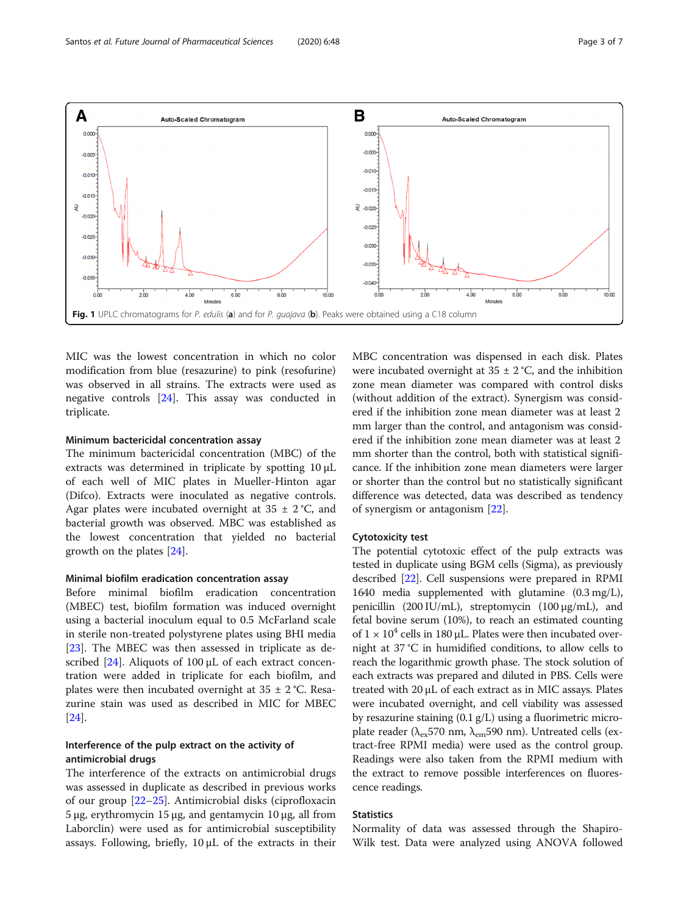Fig. 1 UPLC chromatograms for *P. edulis* (**a**) and for *P. guajava* (**b**). Peaks were obtained using a C18 column

MIC was the lowest concentration in which no color modification from blue (resazurine) to pink (resofurine) was observed in all strains. The extracts were used as negative controls [24]. This assay was conducted in triplicate.

#### Minimum bactericidal concentration assay

The minimum bactericidal concentration (MBC) of the extracts was determined in triplicate by spotting 10 μL of each well of MIC plates in Mueller-Hinton agar (Difco). Extracts were inoculated as negative controls. Agar plates were incubated overnight at 35 ± 2 °C, and bacterial growth was observed. MBC was established as the lowest concentration that yielded no bacterial growth on the plates [24].

#### Minimal biofilm eradication concentration assay

Before minimal biofilm eradication concentration (MBEC) test, biofilm formation was induced overnight using a bacterial inoculum equal to 0.5 McFarland scale in sterile non-treated polystyrene plates using BHI media [23]. The MBEC was then assessed in triplicate as described [24]. Aliquots of 100 μL of each extract concentration were added in triplicate for each biofilm, and plates were then incubated overnight at 35 ± 2 °C. Resazurine stain was used as described in MIC for MBEC [24].

#### Interference of the pulp extract on the activity of antimicrobial drugs

The interference of the extracts on antimicrobial drugs was assessed in duplicate as described in previous works of our group [22–25]. Antimicrobial disks (ciprofloxacin 5 μg, erythromycin 15 μg, and gentamycin 10 μg, all from Laborclin) were used as for antimicrobial susceptibility assays. Following, briefly, 10 μL of the extracts in their MBC concentration was dispensed in each disk. Plates were incubated overnight at 35 ± 2 °C, and the inhibition zone mean diameter was compared with control disks (without addition of the extract). Synergism was considered if the inhibition zone mean diameter was at least 2 mm larger than the control, and antagonism was considered if the inhibition zone mean diameter was at least 2 mm shorter than the control, both with statistical significance. If the inhibition zone mean diameters were larger or shorter than the control but no statistically significant difference was detected, data was described as tendency of synergism or antagonism [22].

#### Cytotoxicity test

The potential cytotoxic effect of the pulp extracts was tested in duplicate using BGM cells (Sigma), as previously described [22]. Cell suspensions were prepared in RPMI 1640 media supplemented with glutamine (0.3 mg/L), penicillin (200 IU/mL), streptomycin (100 μg/mL), and fetal bovine serum (10%), to reach an estimated counting of $1 \times 10^4$ cells in 180 μL. Plates were then incubated overnight at 37 °C in humidified conditions, to allow cells to reach the logarithmic growth phase. The stock solution of each extracts was prepared and diluted in PBS. Cells were treated with 20 μL of each extract as in MIC assays. Plates were incubated overnight, and cell viability was assessed by resazurine staining (0.1 g/L) using a fluorimetric microplate reader ($\lambda_{ex}$570 nm, $\lambda_{em}$590 nm). Untreated cells (extract-free RPMI media) were used as the control group. Readings were also taken from the RPMI medium with the extract to remove possible interferences on fluorescence readings.

#### Statistics

Normality of data was assessed through the Shapiro-Wilk test. Data were analyzed using ANOVA followed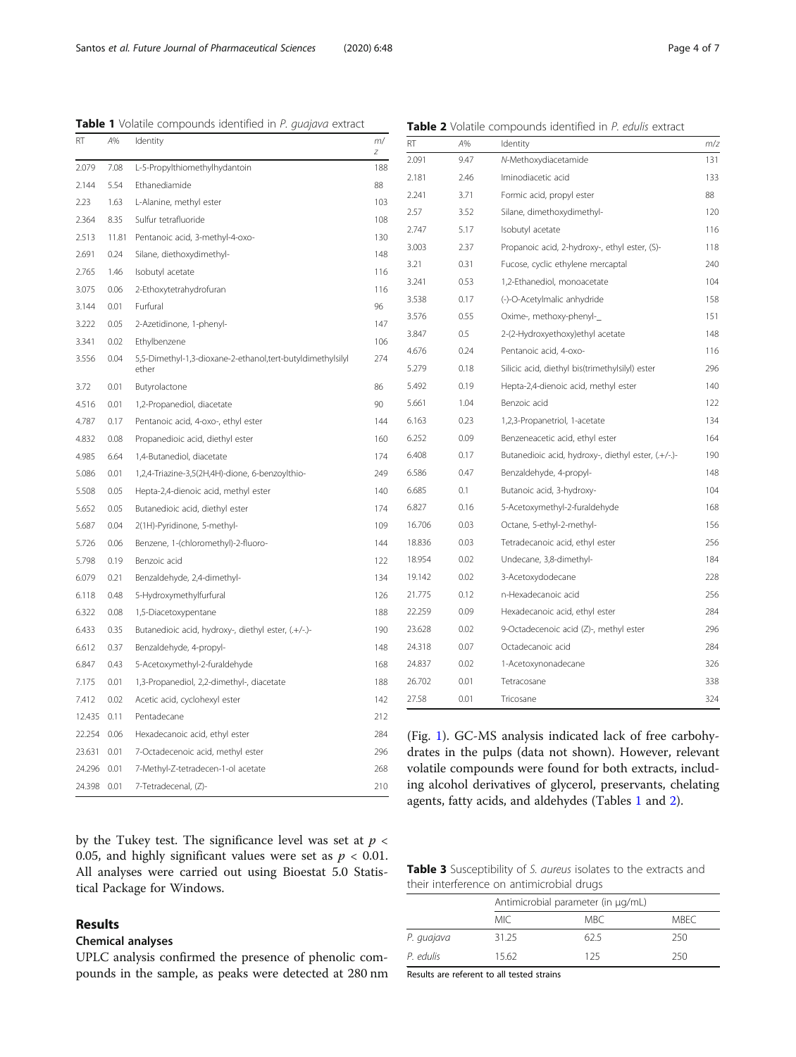**Table 1** Volatile compounds identified in *P. guajava* extract

| RT | A% | Identity | m/z |
|---|---|---|---|
| 2.079 | 7.08 | L-5-Propylthiomethylhydantoin | 188 |
| 2.144 | 5.54 | Ethanediamide | 88 |
| 2.23 | 1.63 | L-Alanine, methyl ester | 103 |
| 2.364 | 8.35 | Sulfur tetrafluoride | 108 |
| 2.513 | 11.81 | Pentanoic acid, 3-methyl-4-oxo- | 130 |
| 2.691 | 0.24 | Silane, diethoxydimethyl- | 148 |
| 2.765 | 1.46 | Isobutyl acetate | 116 |
| 3.075 | 0.06 | 2-Ethoxytetrahydrofuran | 116 |
| 3.144 | 0.01 | Furfural | 96 |
| 3.222 | 0.05 | 2-Azetidinone, 1-phenyl- | 147 |
| 3.341 | 0.02 | Ethylbenzene | 106 |
| 3.556 | 0.04 | 5,5-Dimethyl-1,3-dioxane-2-ethanol,tert-butyldimethylsilyl ether | 274 |
| 3.72 | 0.01 | Butyrolactone | 86 |
| 4.516 | 0.01 | 1,2-Propanediol, diacetate | 90 |
| 4.787 | 0.17 | Pentanoic acid, 4-oxo-, ethyl ester | 144 |
| 4.832 | 0.08 | Propanedioic acid, diethyl ester | 160 |
| 4.985 | 6.64 | 1,4-Butanediol, diacetate | 174 |
| 5.086 | 0.01 | 1,2,4-Triazine-3,5(2H,4H)-dione, 6-benzoylthio- | 249 |
| 5.508 | 0.05 | Hepta-2,4-dienoic acid, methyl ester | 140 |
| 5.652 | 0.05 | Butanedioic acid, diethyl ester | 174 |
| 5.687 | 0.04 | 2(1H)-Pyridinone, 5-methyl- | 109 |
| 5.726 | 0.06 | Benzene, 1-(chloromethyl)-2-fluoro- | 144 |
| 5.798 | 0.19 | Benzoic acid | 122 |
| 6.079 | 0.21 | Benzaldehyde, 2,4-dimethyl- | 134 |
| 6.118 | 0.48 | 5-Hydroxymethylfurfural | 126 |
| 6.322 | 0.08 | 1,5-Diacetoxypentane | 188 |
| 6.433 | 0.35 | Butanedioic acid, hydroxy-, diethyl ester, (.+/-.)- | 190 |
| 6.612 | 0.37 | Benzaldehyde, 4-propyl- | 148 |
| 6.847 | 0.43 | 5-Acetoxymethyl-2-furaldehyde | 168 |
| 7.175 | 0.01 | 1,3-Propanediol, 2,2-dimethyl-, diacetate | 188 |
| 7.412 | 0.02 | Acetic acid, cyclohexyl ester | 142 |
| 12.435 | 0.11 | Pentadecane | 212 |
| 22.254 | 0.06 | Hexadecanoic acid, ethyl ester | 284 |
| 23.631 | 0.01 | 7-Octadecenoic acid, methyl ester | 296 |
| 24.296 | 0.01 | 7-Methyl-Z-tetradecen-1-ol acetate | 268 |
| 24.398 | 0.01 | 7-Tetradecenal, (Z)- | 210 |

by the Tukey test. The significance level was set at $p < 0.05$, and highly significant values were set as $p < 0.01$. All analyses were carried out using Bioestat 5.0 Statistical Package for Windows.

## Results

### Chemical analyses

UPLC analysis confirmed the presence of phenolic compounds in the sample, as peaks were detected at 280 nm (Fig. 1). GC-MS analysis indicated lack of free carbohydrates in the pulps (data not shown). However, relevant volatile compounds were found for both extracts, including alcohol derivatives of glycerol, preservants, chelating agents, fatty acids, and aldehydes (Tables 1 and 2).

**Table 2** Volatile compounds identified in *P. edulis* extract

| RT | A% | Identity | m/z |
|---|---|---|---|
| 2.091 | 9.47 | *N*-Methoxydiacetamide | 131 |
| 2.181 | 2.46 | Iminodiacetic acid | 133 |
| 2.241 | 3.71 | Formic acid, propyl ester | 88 |
| 2.57 | 3.52 | Silane, dimethoxydimethyl- | 120 |
| 2.747 | 5.17 | Isobutyl acetate | 116 |
| 3.003 | 2.37 | Propanoic acid, 2-hydroxy-, ethyl ester, (S)- | 118 |
| 3.21 | 0.31 | Fucose, cyclic ethylene mercaptal | 240 |
| 3.241 | 0.53 | 1,2-Ethanediol, monoacetate | 104 |
| 3.538 | 0.17 | (-)-O-Acetylmalic anhydride | 158 |
| 3.576 | 0.55 | Oxime-, methoxy-phenyl-_ | 151 |
| 3.847 | 0.5 | 2-(2-Hydroxyethoxy)ethyl acetate | 148 |
| 4.676 | 0.24 | Pentanoic acid, 4-oxo- | 116 |
| 5.279 | 0.18 | Silicic acid, diethyl bis(trimethylsilyl) ester | 296 |
| 5.492 | 0.19 | Hepta-2,4-dienoic acid, methyl ester | 140 |
| 5.661 | 1.04 | Benzoic acid | 122 |
| 6.163 | 0.23 | 1,2,3-Propanetriol, 1-acetate | 134 |
| 6.252 | 0.09 | Benzeneacetic acid, ethyl ester | 164 |
| 6.408 | 0.17 | Butanedioic acid, hydroxy-, diethyl ester, (.+/-.)- | 190 |
| 6.586 | 0.47 | Benzaldehyde, 4-propyl- | 148 |
| 6.685 | 0.1 | Butanoic acid, 3-hydroxy- | 104 |
| 6.827 | 0.16 | 5-Acetoxymethyl-2-furaldehyde | 168 |
| 16.706 | 0.03 | Octane, 5-ethyl-2-methyl- | 156 |
| 18.836 | 0.03 | Tetradecanoic acid, ethyl ester | 256 |
| 18.954 | 0.02 | Undecane, 3,8-dimethyl- | 184 |
| 19.142 | 0.02 | 3-Acetoxydodecane | 228 |
| 21.775 | 0.12 | n-Hexadecanoic acid | 256 |
| 22.259 | 0.09 | Hexadecanoic acid, ethyl ester | 284 |
| 23.628 | 0.02 | 9-Octadecenoic acid (Z)-, methyl ester | 296 |
| 24.318 | 0.07 | Octadecanoic acid | 284 |
| 24.837 | 0.02 | 1-Acetoxynonadecane | 326 |
| 26.702 | 0.01 | Tetracosane | 338 |
| 27.58 | 0.01 | Tricosane | 324 |

**Table 3** Susceptibility of *S. aureus* isolates to the extracts and their interference on antimicrobial drugs

| | Antimicrobial parameter (in μg/mL) | | |
|---|---|---|---|
| | MIC | MBC | MBEC |
| *P. guajava* | 31.25 | 62.5 | 250 |
| *P. edulis* | 15.62 | 125 | 250 |

Results are referent to all tested strains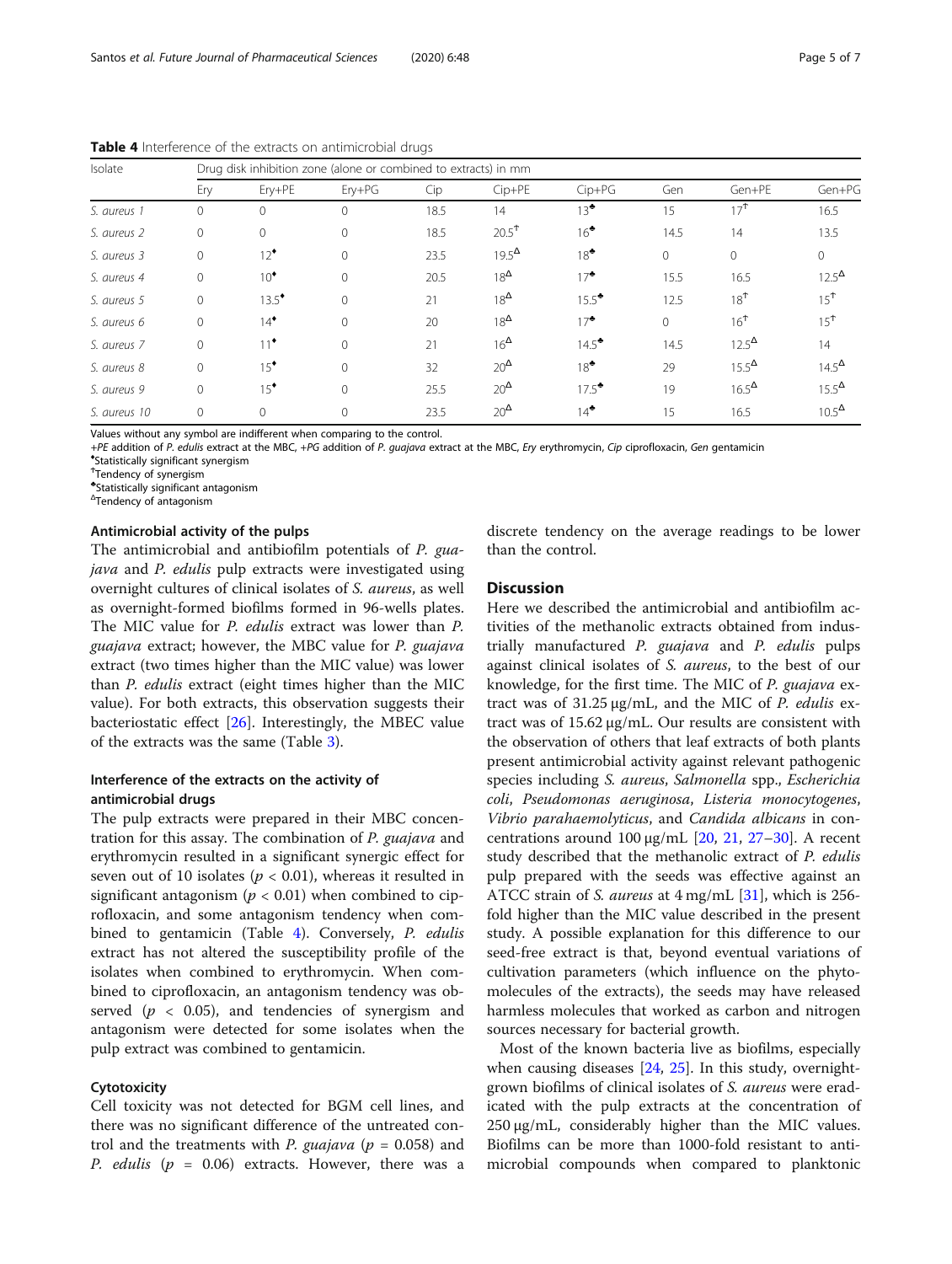**Table 4** Interference of the extracts on antimicrobial drugs

| Isolate | Drug disk inhibition zone (alone or combined to extracts) in mm | | | | | | | | |
|---|---|---|---|---|---|---|---|---|---|
| | Ery | Ery+PE | Ery+PG | Cip | Cip+PE | Cip+PG | Gen | Gen+PE | Gen+PG |
| *S. aureus 1* | 0 | 0 | 0 | 18.5 | 14 | 13[♣] | 15 | 17[†] | 16.5 |
| *S. aureus 2* | 0 | 0 | 0 | 18.5 | 20.5[†] | 16[♣] | 14.5 | 14 | 13.5 |
| *S. aureus 3* | 0 | 12[♦] | 0 | 23.5 | 19.5[Δ] | 18[♣] | 0 | 0 | 0 |
| *S. aureus 4* | 0 | 10[♦] | 0 | 20.5 | 18[Δ] | 17[♣] | 15.5 | 16.5 | 12.5[Δ] |
| *S. aureus 5* | 0 | 13.5[♦] | 0 | 21 | 18[Δ] | 15.5[♣] | 12.5 | 18[†] | 15[†] |
| *S. aureus 6* | 0 | 14[♦] | 0 | 20 | 18[Δ] | 17[♣] | 0 | 16[†] | 15[†] |
| *S. aureus 7* | 0 | 11[♦] | 0 | 21 | 16[Δ] | 14.5[♣] | 14.5 | 12.5[Δ] | 14 |
| *S. aureus 8* | 0 | 15[♦] | 0 | 32 | 20[Δ] | 18[♣] | 29 | 15.5[Δ] | 14.5[Δ] |
| *S. aureus 9* | 0 | 15[♦] | 0 | 25.5 | 20[Δ] | 17.5[♣] | 19 | 16.5[Δ] | 15.5[Δ] |
| *S. aureus 10* | 0 | 0 | 0 | 23.5 | 20[Δ] | 14[♣] | 15 | 16.5 | 10.5[Δ] |

Values without any symbol are indifferent when comparing to the control.

*+PE* addition of *P. edulis* extract at the MBC, *+PG* addition of *P. guajava* extract at the MBC, *Ery* erythromycin, *Cip* ciprofloxacin, *Gen* gentamicin

[♦]Statistically significant synergism

[†]Tendency of synergism

[♣]Statistically significant antagonism

[Δ]Tendency of antagonism

#### Antimicrobial activity of the pulps

The antimicrobial and antibiofilm potentials of *P. guajava* and *P. edulis* pulp extracts were investigated using overnight cultures of clinical isolates of *S. aureus*, as well as overnight-formed biofilms formed in 96-wells plates. The MIC value for *P. edulis* extract was lower than *P. guajava* extract; however, the MBC value for *P. guajava* extract (two times higher than the MIC value) was lower than *P. edulis* extract (eight times higher than the MIC value). For both extracts, this observation suggests their bacteriostatic effect [26]. Interestingly, the MBEC value of the extracts was the same (Table 3).

#### Interference of the extracts on the activity of antimicrobial drugs

The pulp extracts were prepared in their MBC concentration for this assay. The combination of *P. guajava* and erythromycin resulted in a significant synergic effect for seven out of 10 isolates ($p < 0.01$), whereas it resulted in significant antagonism ($p < 0.01$) when combined to ciprofloxacin, and some antagonism tendency when combined to gentamicin (Table 4). Conversely, *P. edulis* extract has not altered the susceptibility profile of the isolates when combined to erythromycin. When combined to ciprofloxacin, an antagonism tendency was observed ($p < 0.05$), and tendencies of synergism and antagonism were detected for some isolates when the pulp extract was combined to gentamicin.

#### Cytotoxicity

Cell toxicity was not detected for BGM cell lines, and there was no significant difference of the untreated control and the treatments with *P. guajava* ($p = 0.058$) and *P. edulis* ($p = 0.06$) extracts. However, there was a discrete tendency on the average readings to be lower than the control.

## Discussion

Here we described the antimicrobial and antibiofilm activities of the methanolic extracts obtained from industrially manufactured *P. guajava* and *P. edulis* pulps against clinical isolates of *S. aureus*, to the best of our knowledge, for the first time. The MIC of *P. guajava* extract was of 31.25 μg/mL, and the MIC of *P. edulis* extract was of 15.62 μg/mL. Our results are consistent with the observation of others that leaf extracts of both plants present antimicrobial activity against relevant pathogenic species including *S. aureus*, *Salmonella* spp., *Escherichia coli*, *Pseudomonas aeruginosa*, *Listeria monocytogenes*, *Vibrio parahaemolyticus*, and *Candida albicans* in concentrations around 100 μg/mL [20, 21, 27–30]. A recent study described that the methanolic extract of *P. edulis* pulp prepared with the seeds was effective against an ATCC strain of *S. aureus* at 4 mg/mL [31], which is 256-fold higher than the MIC value described in the present study. A possible explanation for this difference to our seed-free extract is that, beyond eventual variations of cultivation parameters (which influence on the phytomolecules of the extracts), the seeds may have released harmless molecules that worked as carbon and nitrogen sources necessary for bacterial growth.

Most of the known bacteria live as biofilms, especially when causing diseases [24, 25]. In this study, overnight-grown biofilms of clinical isolates of *S. aureus* were eradicated with the pulp extracts at the concentration of 250 μg/mL, considerably higher than the MIC values. Biofilms can be more than 1000-fold resistant to antimicrobial compounds when compared to planktonic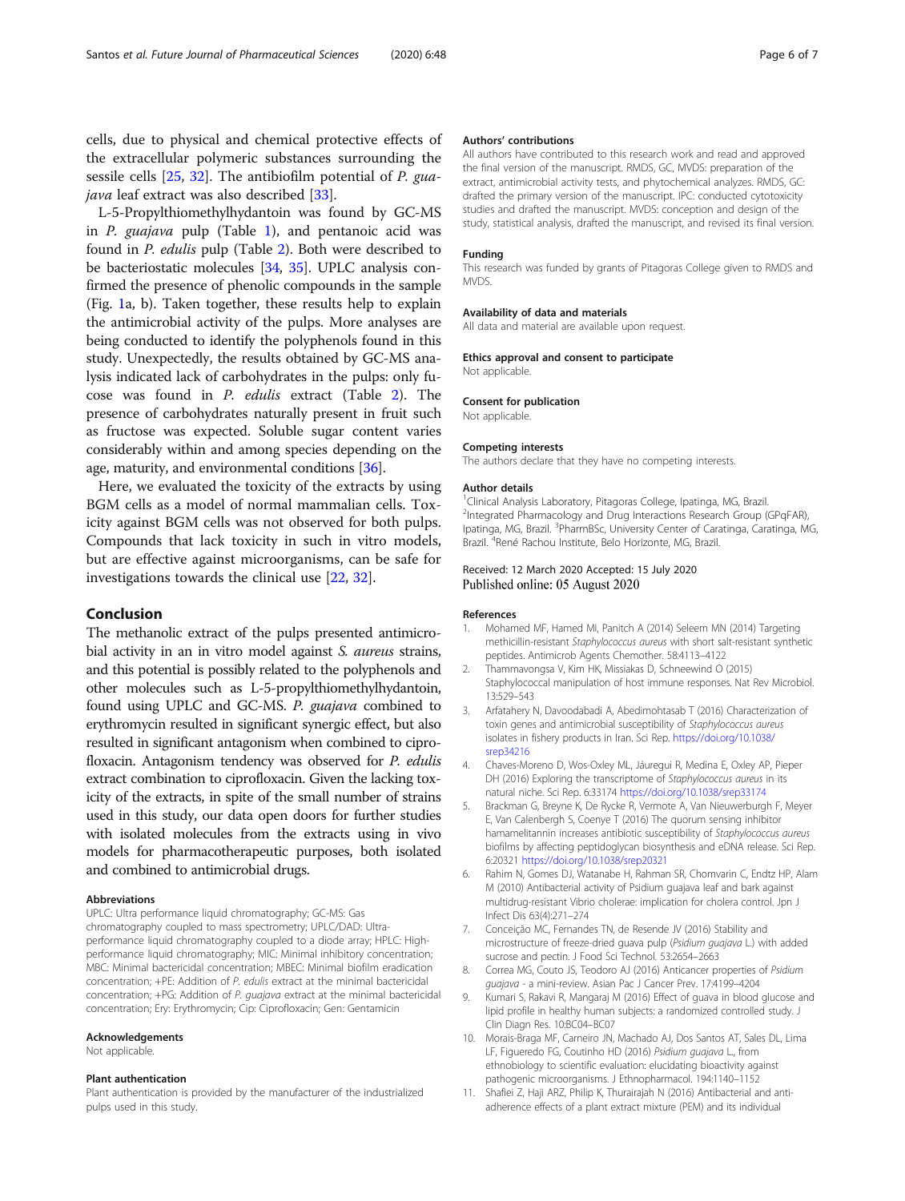cells, due to physical and chemical protective effects of the extracellular polymeric substances surrounding the sessile cells [25, 32]. The antibiofilm potential of *P. guajava* leaf extract was also described [33].

L-5-Propylthiomethylhydantoin was found by GC-MS in *P. guajava* pulp (Table 1), and pentanoic acid was found in *P. edulis* pulp (Table 2). Both were described to be bacteriostatic molecules [34, 35]. UPLC analysis confirmed the presence of phenolic compounds in the sample (Fig. 1a, b). Taken together, these results help to explain the antimicrobial activity of the pulps. More analyses are being conducted to identify the polyphenols found in this study. Unexpectedly, the results obtained by GC-MS analysis indicated lack of carbohydrates in the pulps: only fucose was found in *P. edulis* extract (Table 2). The presence of carbohydrates naturally present in fruit such as fructose was expected. Soluble sugar content varies considerably within and among species depending on the age, maturity, and environmental conditions [36].

Here, we evaluated the toxicity of the extracts by using BGM cells as a model of normal mammalian cells. Toxicity against BGM cells was not observed for both pulps. Compounds that lack toxicity in such in vitro models, but are effective against microorganisms, can be safe for investigations towards the clinical use [22, 32].

## Conclusion

The methanolic extract of the pulps presented antimicrobial activity in an in vitro model against *S. aureus* strains, and this potential is possibly related to the polyphenols and other molecules such as L-5-propylthiomethylhydantoin, found using UPLC and GC-MS. *P. guajava* combined to erythromycin resulted in significant synergic effect, but also resulted in significant antagonism when combined to ciprofloxacin. Antagonism tendency was observed for *P. edulis* extract combination to ciprofloxacin. Given the lacking toxicity of the extracts, in spite of the small number of strains used in this study, our data open doors for further studies with isolated molecules from the extracts using in vivo models for pharmacotherapeutic purposes, both isolated and combined to antimicrobial drugs.

#### Abbreviations

UPLC: Ultra performance liquid chromatography; GC-MS: Gas chromatography coupled to mass spectrometry; UPLC/DAD: Ultra-performance liquid chromatography coupled to a diode array; HPLC: High-performance liquid chromatography; MIC: Minimal inhibitory concentration; MBC: Minimal bactericidal concentration; MBEC: Minimal biofilm eradication concentration; +PE: Addition of *P. edulis* extract at the minimal bactericidal concentration; +PG: Addition of *P. guajava* extract at the minimal bactericidal concentration; Ery: Erythromycin; Cip: Ciprofloxacin; Gen: Gentamicin

#### Acknowledgements

Not applicable.

#### Plant authentication

Plant authentication is provided by the manufacturer of the industrialized pulps used in this study.

#### Authors' contributions

All authors have contributed to this research work and read and approved the final version of the manuscript. RMDS, GC, MVDS: preparation of the extract, antimicrobial activity tests, and phytochemical analyzes. RMDS, GC: drafted the primary version of the manuscript. IPC: conducted cytotoxicity studies and drafted the manuscript. MVDS: conception and design of the study, statistical analysis, drafted the manuscript, and revised its final version.

#### Funding

This research was funded by grants of Pitagoras College given to RMDS and MVDS.

#### Availability of data and materials

All data and material are available upon request.

#### Ethics approval and consent to participate

Not applicable.

#### Consent for publication

Not applicable.

#### Competing interests

The authors declare that they have no competing interests.

#### Author details

[1]Clinical Analysis Laboratory, Pitagoras College, Ipatinga, MG, Brazil. [2]Integrated Pharmacology and Drug Interactions Research Group (GPqFAR), Ipatinga, MG, Brazil. [3]PharmBSc, University Center of Caratinga, Caratinga, MG, Brazil. [4]René Rachou Institute, Belo Horizonte, MG, Brazil.

Received: 12 March 2020 Accepted: 15 July 2020
Published online: 05 August 2020

#### References

1. Mohamed MF, Hamed MI, Panitch A (2014) Seleem MN (2014) Targeting methicillin-resistant *Staphylococcus aureus* with short salt-resistant synthetic peptides. Antimicrob Agents Chemother. 58:4113–4122
2. Thammavongsa V, Kim HK, Missiakas D, Schneewind O (2015) Staphylococcal manipulation of host immune responses. Nat Rev Microbiol. 13:529–543
3. Arfatahery N, Davoodabadi A, Abedimohtasab T (2016) Characterization of toxin genes and antimicrobial susceptibility of *Staphylococcus aureus* isolates in fishery products in Iran. Sci Rep. https://doi.org/10.1038/srep34216
4. Chaves-Moreno D, Wos-Oxley ML, Jáuregui R, Medina E, Oxley AP, Pieper DH (2016) Exploring the transcriptome of *Staphylococcus aureus* in its natural niche. Sci Rep. 6:33174 https://doi.org/10.1038/srep33174
5. Brackman G, Breyne K, De Rycke R, Vermote A, Van Nieuwerburgh F, Meyer E, Van Calenbergh S, Coenye T (2016) The quorum sensing inhibitor hamamelitannin increases antibiotic susceptibility of *Staphylococcus aureus* biofilms by affecting peptidoglycan biosynthesis and eDNA release. Sci Rep. 6:20321 https://doi.org/10.1038/srep20321
6. Rahim N, Gomes DJ, Watanabe H, Rahman SR, Chomvarin C, Endtz HP, Alam M (2010) Antibacterial activity of Psidium guajava leaf and bark against multidrug-resistant Vibrio cholerae: implication for cholera control. Jpn J Infect Dis 63(4):271–274
7. Conceição MC, Fernandes TN, de Resende JV (2016) Stability and microstructure of freeze-dried guava pulp (*Psidium guajava* L.) with added sucrose and pectin. J Food Sci Technol. 53:2654–2663
8. Correa MG, Couto JS, Teodoro AJ (2016) Anticancer properties of *Psidium guajava* - a mini-review. Asian Pac J Cancer Prev. 17:4199–4204
9. Kumari S, Rakavi R, Mangaraj M (2016) Effect of guava in blood glucose and lipid profile in healthy human subjects: a randomized controlled study. J Clin Diagn Res. 10:BC04–BC07
10. Morais-Braga MF, Carneiro JN, Machado AJ, Dos Santos AT, Sales DL, Lima LF, Figueredo FG, Coutinho HD (2016) *Psidium guajava* L., from ethnobiology to scientific evaluation: elucidating bioactivity against pathogenic microorganisms. J Ethnopharmacol. 194:1140–1152
11. Shafiei Z, Haji ARZ, Philip K, Thurairajah N (2016) Antibacterial and anti-adherence effects of a plant extract mixture (PEM) and its individual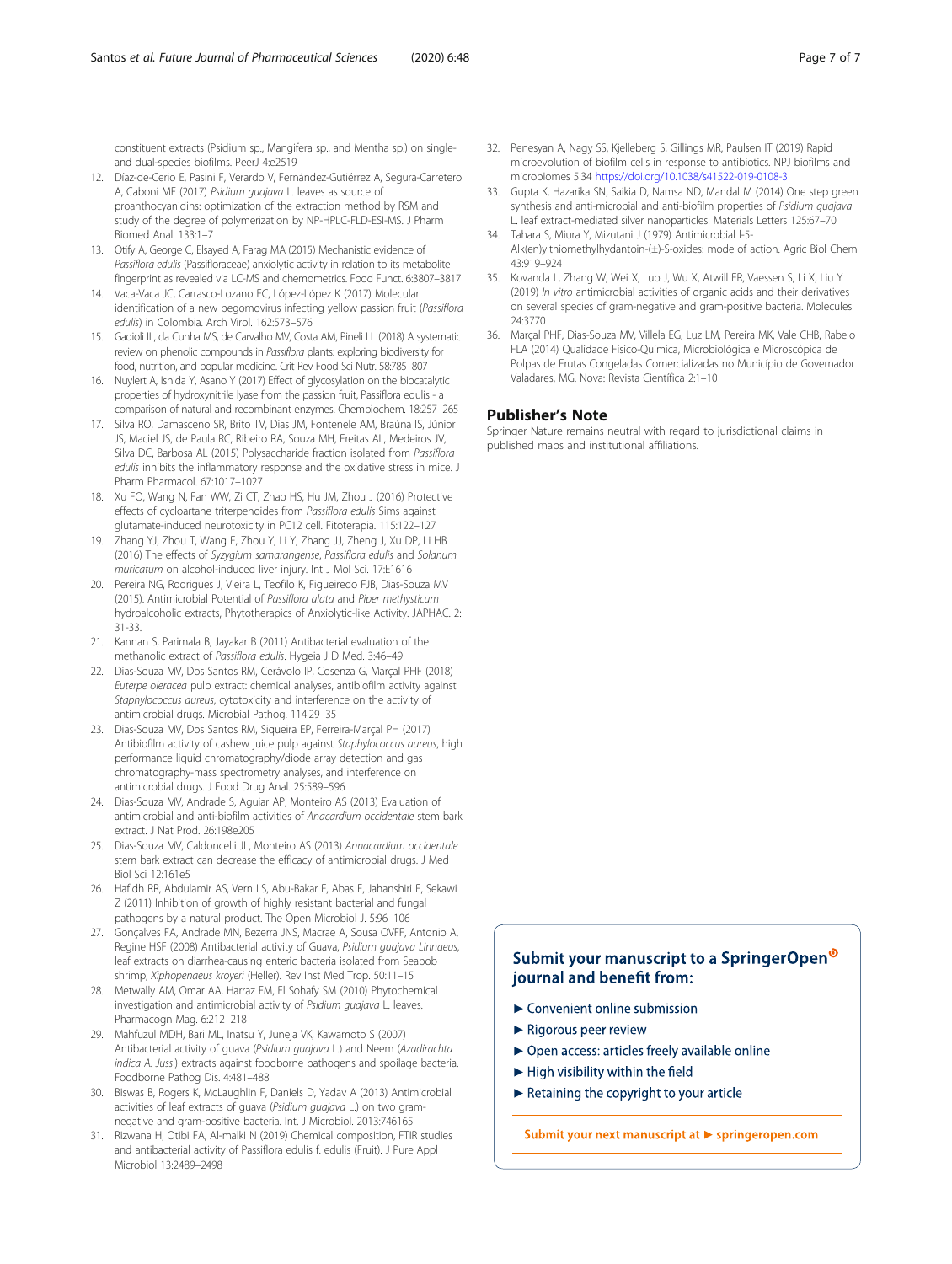constituent extracts (Psidium sp., Mangifera sp., and Mentha sp.) on single- and dual-species biofilms. PeerJ 4:e2519

12. Díaz-de-Cerio E, Pasini F, Verardo V, Fernández-Gutiérrez A, Segura-Carretero A, Caboni MF (2017) *Psidium guajava* L. leaves as source of proanthocyanidins: optimization of the extraction method by RSM and study of the degree of polymerization by NP-HPLC-FLD-ESI-MS. J Pharm Biomed Anal. 133:1–7
13. Otify A, George C, Elsayed A, Farag MA (2015) Mechanistic evidence of *Passiflora edulis* (Passifloraceae) anxiolytic activity in relation to its metabolite fingerprint as revealed via LC-MS and chemometrics. Food Funct. 6:3807–3817
14. Vaca-Vaca JC, Carrasco-Lozano EC, López-López K (2017) Molecular identification of a new begomovirus infecting yellow passion fruit (*Passiflora edulis*) in Colombia. Arch Virol. 162:573–576
15. Gadioli IL, da Cunha MS, de Carvalho MV, Costa AM, Pineli LL (2018) A systematic review on phenolic compounds in *Passiflora* plants: exploring biodiversity for food, nutrition, and popular medicine. Crit Rev Food Sci Nutr. 58:785–807
16. Nuylert A, Ishida Y, Asano Y (2017) Effect of glycosylation on the biocatalytic properties of hydroxynitrile lyase from the passion fruit, Passiflora edulis - a comparison of natural and recombinant enzymes. Chembiochem. 18:257–265
17. Silva RO, Damasceno SR, Brito TV, Dias JM, Fontenele AM, Braúna IS, Júnior JS, Maciel JS, de Paula RC, Ribeiro RA, Souza MH, Freitas AL, Medeiros JV, Silva DC, Barbosa AL (2015) Polysaccharide fraction isolated from *Passiflora edulis* inhibits the inflammatory response and the oxidative stress in mice. J Pharm Pharmacol. 67:1017–1027
18. Xu FQ, Wang N, Fan WW, Zi CT, Zhao HS, Hu JM, Zhou J (2016) Protective effects of cycloartane triterpenoides from *Passiflora edulis* Sims against glutamate-induced neurotoxicity in PC12 cell. Fitoterapia. 115:122–127
19. Zhang YJ, Zhou T, Wang F, Zhou Y, Li Y, Zhang JJ, Zheng J, Xu DP, Li HB (2016) The effects of *Syzygium samarangense*, *Passiflora edulis* and *Solanum muricatum* on alcohol-induced liver injury. Int J Mol Sci. 17:E1616
20. Pereira NG, Rodrigues J, Vieira L, Teofilo K, Figueiredo FJB, Dias-Souza MV (2015). Antimicrobial Potential of *Passiflora alata* and *Piper methysticum* hydroalcoholic extracts, Phytotherapics of Anxiolytic-like Activity. JAPHAC. 2: 31-33.
21. Kannan S, Parimala B, Jayakar B (2011) Antibacterial evaluation of the methanolic extract of *Passiflora edulis*. Hygeia J D Med. 3:46–49
22. Dias-Souza MV, Dos Santos RM, Cerávolo IP, Cosenza G, Marçal PHF (2018) *Euterpe oleracea* pulp extract: chemical analyses, antibiofilm activity against *Staphylococcus aureus*, cytotoxicity and interference on the activity of antimicrobial drugs. Microbial Pathog. 114:29–35
23. Dias-Souza MV, Dos Santos RM, Siqueira EP, Ferreira-Marçal PH (2017) Antibiofilm activity of cashew juice pulp against *Staphylococcus aureus*, high performance liquid chromatography/diode array detection and gas chromatography-mass spectrometry analyses, and interference on antimicrobial drugs. J Food Drug Anal. 25:589–596
24. Dias-Souza MV, Andrade S, Aguiar AP, Monteiro AS (2013) Evaluation of antimicrobial and anti-biofilm activities of *Anacardium occidentale* stem bark extract. J Nat Prod. 26:198e205
25. Dias-Souza MV, Caldoncelli JL, Monteiro AS (2013) *Annacardium occidentale* stem bark extract can decrease the efficacy of antimicrobial drugs. J Med Biol Sci 12:161e5
26. Hafidh RR, Abdulamir AS, Vern LS, Abu-Bakar F, Abas F, Jahanshiri F, Sekawi Z (2011) Inhibition of growth of highly resistant bacterial and fungal pathogens by a natural product. The Open Microbiol J. 5:96–106
27. Gonçalves FA, Andrade MN, Bezerra JNS, Macrae A, Sousa OVFF, Antonio A, Regine HSF (2008) Antibacterial activity of Guava, *Psidium guajava Linnaeus*, leaf extracts on diarrhea-causing enteric bacteria isolated from Seabob shrimp, *Xiphopenaeus kroyeri* (Heller). Rev Inst Med Trop. 50:11–15
28. Metwally AM, Omar AA, Harraz FM, El Sohafy SM (2010) Phytochemical investigation and antimicrobial activity of *Psidium guajava* L. leaves. Pharmacogn Mag. 6:212–218
29. Mahfuzul MDH, Bari ML, Inatsu Y, Juneja VK, Kawamoto S (2007) Antibacterial activity of guava (*Psidium guajava* L.) and Neem (*Azadirachta indica A. Juss.*) extracts against foodborne pathogens and spoilage bacteria. Foodborne Pathog Dis. 4:481–488
30. Biswas B, Rogers K, McLaughlin F, Daniels D, Yadav A (2013) Antimicrobial activities of leaf extracts of guava (*Psidium guajava* L.) on two gram-negative and gram-positive bacteria. Int. J Microbiol. 2013:746165
31. Rizwana H, Otibi FA, Al-malki N (2019) Chemical composition, FTIR studies and antibacterial activity of Passiflora edulis f. edulis (Fruit). J Pure Appl Microbiol 13:2489–2498
32. Penesyan A, Nagy SS, Kjelleberg S, Gillings MR, Paulsen IT (2019) Rapid microevolution of biofilm cells in response to antibiotics. NPJ biofilms and microbiomes 5:34 https://doi.org/10.1038/s41522-019-0108-3
33. Gupta K, Hazarika SN, Saikia D, Namsa ND, Mandal M (2014) One step green synthesis and anti-microbial and anti-biofilm properties of *Psidium guajava* L. leaf extract-mediated silver nanoparticles. Materials Letters 125:67–70
34. Tahara S, Miura Y, Mizutani J (1979) Antimicrobial l-5-Alk(en)ylthiomethylhydantoin-(±)-S-oxides: mode of action. Agric Biol Chem 43:919–924
35. Kovanda L, Zhang W, Wei X, Luo J, Wu X, Atwill ER, Vaessen S, Li X, Liu Y (2019) *In vitro* antimicrobial activities of organic acids and their derivatives on several species of gram-negative and gram-positive bacteria. Molecules 24:3770
36. Marçal PHF, Dias-Souza MV, Villela EG, Luz LM, Pereira MK, Vale CHB, Rabelo FLA (2014) Qualidade Físico-Química, Microbiológica e Microscópica de Polpas de Frutas Congeladas Comercializadas no Município de Governador Valadares, MG. Nova: Revista Científica 2:1–10

## Publisher's Note

Springer Nature remains neutral with regard to jurisdictional claims in published maps and institutional affiliations.

**Submit your manuscript to a SpringerOpen journal and benefit from:**

- ► Convenient online submission
- ► Rigorous peer review
- ► Open access: articles freely available online
- ► High visibility within the field
- ► Retaining the copyright to your article

**Submit your next manuscript at ► springeropen.com**